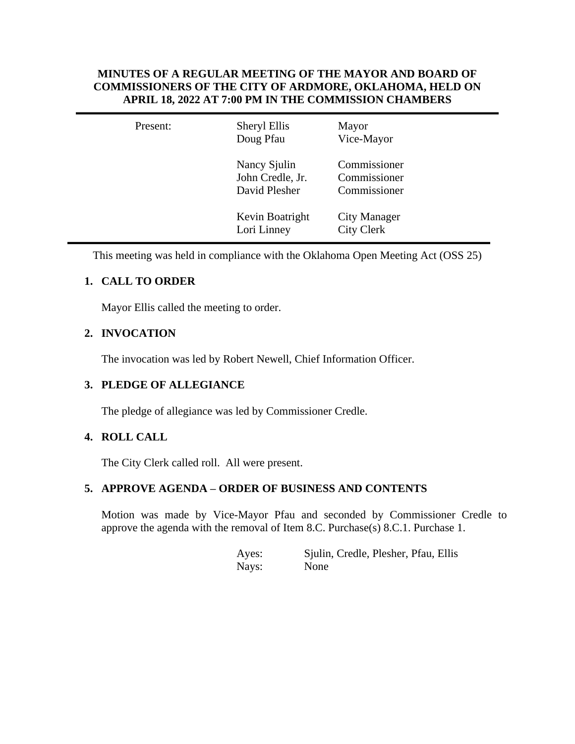**MINUTES OF A REGULAR MEETING OF THE MAYOR AND BOARD OF COMMISSIONERS OF THE CITY OF ARDMORE, OKLAHOMA, HELD ON APRIL 18, 2022 AT 7:00 PM IN THE COMMISSION CHAMBERS**

---

| Present: | Sheryl Ellis | Mayor |
|---|---|---|
| | Doug Pfau | Vice-Mayor |
| | | |
| | Nancy Sjulin | Commissioner |
| | John Credle, Jr. | Commissioner |
| | David Plesher | Commissioner |
| | | |
| | Kevin Boatright | City Manager |
| | Lori Linney | City Clerk |

---

This meeting was held in compliance with the Oklahoma Open Meeting Act (OSS 25)

## 1. CALL TO ORDER

Mayor Ellis called the meeting to order.

## 2. INVOCATION

The invocation was led by Robert Newell, Chief Information Officer.

## 3. PLEDGE OF ALLEGIANCE

The pledge of allegiance was led by Commissioner Credle.

## 4. ROLL CALL

The City Clerk called roll. All were present.

## 5. APPROVE AGENDA – ORDER OF BUSINESS AND CONTENTS

Motion was made by Vice-Mayor Pfau and seconded by Commissioner Credle to approve the agenda with the removal of Item 8.C. Purchase(s) 8.C.1. Purchase 1.

Ayes: Sjulin, Credle, Plesher, Pfau, Ellis
Nays: None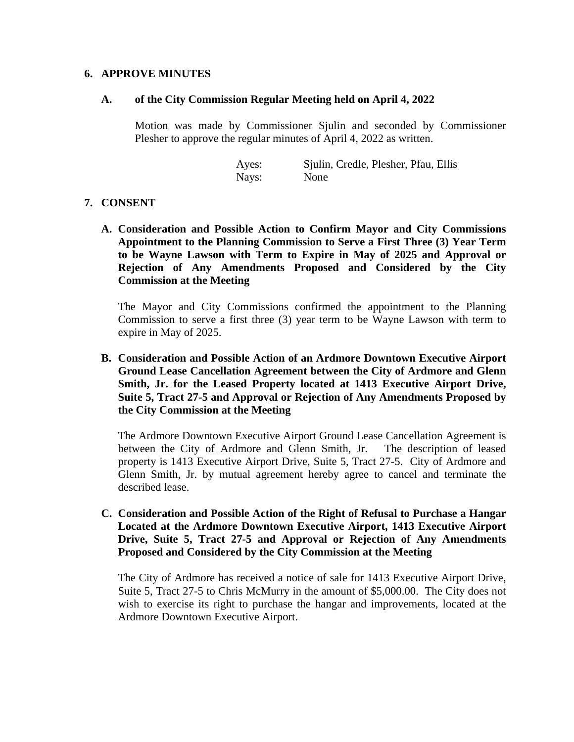## 6. APPROVE MINUTES

### A. of the City Commission Regular Meeting held on April 4, 2022

Motion was made by Commissioner Sjulin and seconded by Commissioner Plesher to approve the regular minutes of April 4, 2022 as written.

Ayes: Sjulin, Credle, Plesher, Pfau, Ellis
Nays: None

## 7. CONSENT

### A. Consideration and Possible Action to Confirm Mayor and City Commissions Appointment to the Planning Commission to Serve a First Three (3) Year Term to be Wayne Lawson with Term to Expire in May of 2025 and Approval or Rejection of Any Amendments Proposed and Considered by the City Commission at the Meeting

The Mayor and City Commissions confirmed the appointment to the Planning Commission to serve a first three (3) year term to be Wayne Lawson with term to expire in May of 2025.

### B. Consideration and Possible Action of an Ardmore Downtown Executive Airport Ground Lease Cancellation Agreement between the City of Ardmore and Glenn Smith, Jr. for the Leased Property located at 1413 Executive Airport Drive, Suite 5, Tract 27-5 and Approval or Rejection of Any Amendments Proposed by the City Commission at the Meeting

The Ardmore Downtown Executive Airport Ground Lease Cancellation Agreement is between the City of Ardmore and Glenn Smith, Jr. The description of leased property is 1413 Executive Airport Drive, Suite 5, Tract 27-5. City of Ardmore and Glenn Smith, Jr. by mutual agreement hereby agree to cancel and terminate the described lease.

### C. Consideration and Possible Action of the Right of Refusal to Purchase a Hangar Located at the Ardmore Downtown Executive Airport, 1413 Executive Airport Drive, Suite 5, Tract 27-5 and Approval or Rejection of Any Amendments Proposed and Considered by the City Commission at the Meeting

The City of Ardmore has received a notice of sale for 1413 Executive Airport Drive, Suite 5, Tract 27-5 to Chris McMurry in the amount of $5,000.00. The City does not wish to exercise its right to purchase the hangar and improvements, located at the Ardmore Downtown Executive Airport.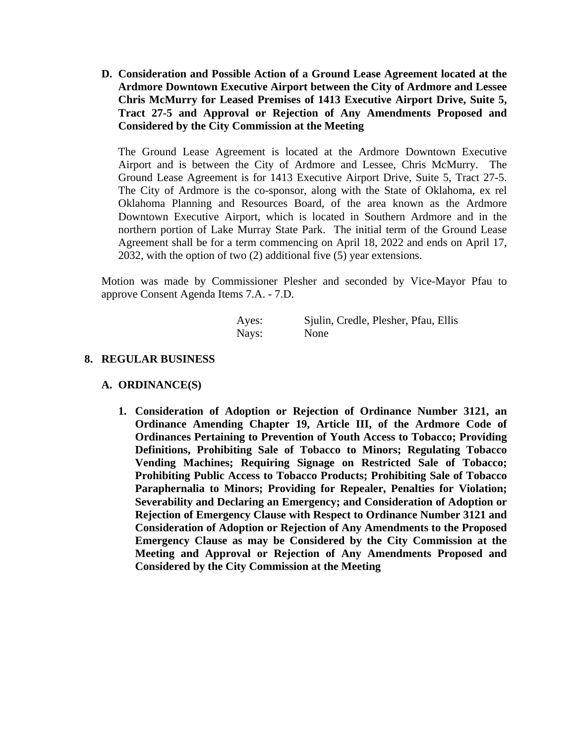**D. Consideration and Possible Action of a Ground Lease Agreement located at the Ardmore Downtown Executive Airport between the City of Ardmore and Lessee Chris McMurry for Leased Premises of 1413 Executive Airport Drive, Suite 5, Tract 27-5 and Approval or Rejection of Any Amendments Proposed and Considered by the City Commission at the Meeting**

The Ground Lease Agreement is located at the Ardmore Downtown Executive Airport and is between the City of Ardmore and Lessee, Chris McMurry. The Ground Lease Agreement is for 1413 Executive Airport Drive, Suite 5, Tract 27-5. The City of Ardmore is the co-sponsor, along with the State of Oklahoma, ex rel Oklahoma Planning and Resources Board, of the area known as the Ardmore Downtown Executive Airport, which is located in Southern Ardmore and in the northern portion of Lake Murray State Park. The initial term of the Ground Lease Agreement shall be for a term commencing on April 18, 2022 and ends on April 17, 2032, with the option of two (2) additional five (5) year extensions.

Motion was made by Commissioner Plesher and seconded by Vice-Mayor Pfau to approve Consent Agenda Items 7.A. - 7.D.

Ayes: Sjulin, Credle, Plesher, Pfau, Ellis
Nays: None

## 8. REGULAR BUSINESS

### A. ORDINANCE(S)

**1. Consideration of Adoption or Rejection of Ordinance Number 3121, an Ordinance Amending Chapter 19, Article III, of the Ardmore Code of Ordinances Pertaining to Prevention of Youth Access to Tobacco; Providing Definitions, Prohibiting Sale of Tobacco to Minors; Regulating Tobacco Vending Machines; Requiring Signage on Restricted Sale of Tobacco; Prohibiting Public Access to Tobacco Products; Prohibiting Sale of Tobacco Paraphernalia to Minors; Providing for Repealer, Penalties for Violation; Severability and Declaring an Emergency; and Consideration of Adoption or Rejection of Emergency Clause with Respect to Ordinance Number 3121 and Consideration of Adoption or Rejection of Any Amendments to the Proposed Emergency Clause as may be Considered by the City Commission at the Meeting and Approval or Rejection of Any Amendments Proposed and Considered by the City Commission at the Meeting**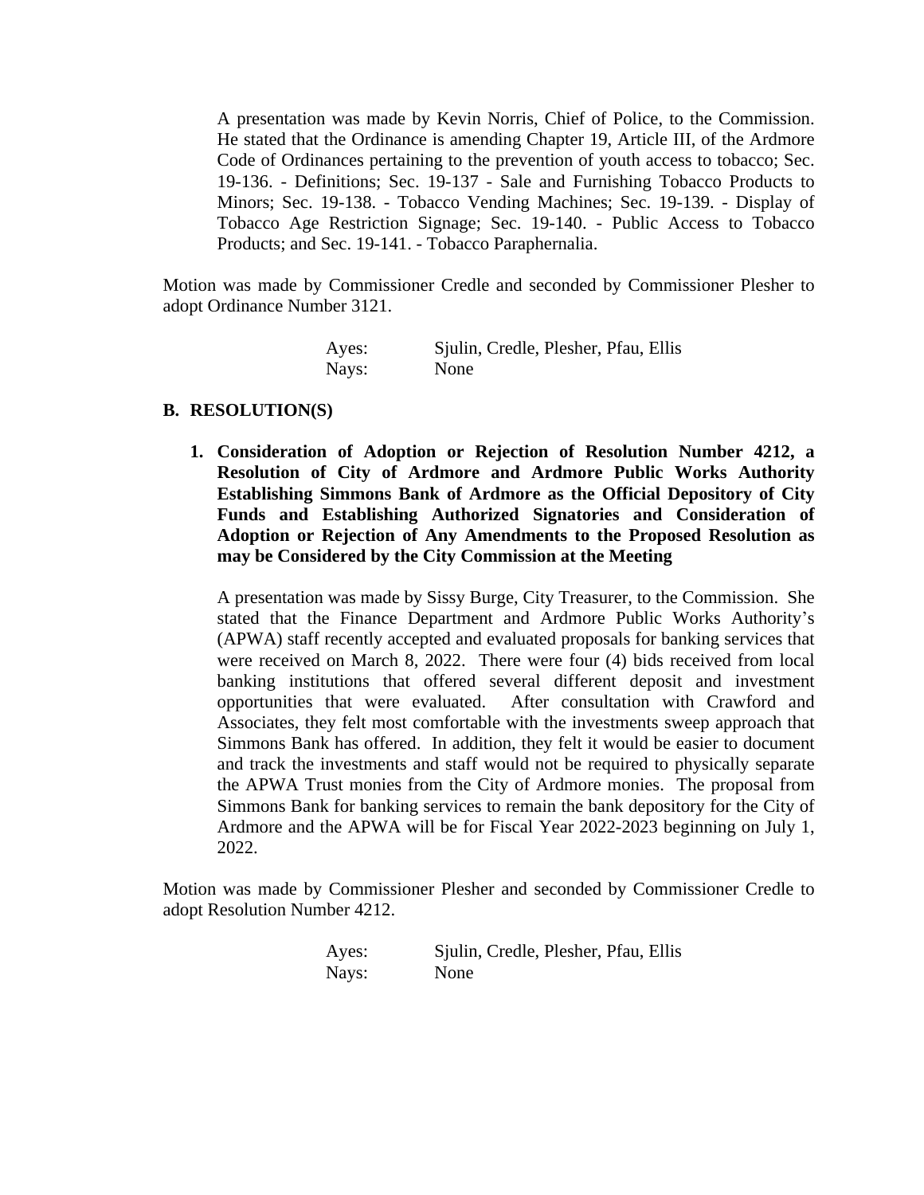A presentation was made by Kevin Norris, Chief of Police, to the Commission. He stated that the Ordinance is amending Chapter 19, Article III, of the Ardmore Code of Ordinances pertaining to the prevention of youth access to tobacco; Sec. 19-136. - Definitions; Sec. 19-137 - Sale and Furnishing Tobacco Products to Minors; Sec. 19-138. - Tobacco Vending Machines; Sec. 19-139. - Display of Tobacco Age Restriction Signage; Sec. 19-140. - Public Access to Tobacco Products; and Sec. 19-141. - Tobacco Paraphernalia.

Motion was made by Commissioner Credle and seconded by Commissioner Plesher to adopt Ordinance Number 3121.

Ayes: Sjulin, Credle, Plesher, Pfau, Ellis
Nays: None

**B. RESOLUTION(S)**

**1. Consideration of Adoption or Rejection of Resolution Number 4212, a Resolution of City of Ardmore and Ardmore Public Works Authority Establishing Simmons Bank of Ardmore as the Official Depository of City Funds and Establishing Authorized Signatories and Consideration of Adoption or Rejection of Any Amendments to the Proposed Resolution as may be Considered by the City Commission at the Meeting**

A presentation was made by Sissy Burge, City Treasurer, to the Commission. She stated that the Finance Department and Ardmore Public Works Authority's (APWA) staff recently accepted and evaluated proposals for banking services that were received on March 8, 2022. There were four (4) bids received from local banking institutions that offered several different deposit and investment opportunities that were evaluated. After consultation with Crawford and Associates, they felt most comfortable with the investments sweep approach that Simmons Bank has offered. In addition, they felt it would be easier to document and track the investments and staff would not be required to physically separate the APWA Trust monies from the City of Ardmore monies. The proposal from Simmons Bank for banking services to remain the bank depository for the City of Ardmore and the APWA will be for Fiscal Year 2022-2023 beginning on July 1, 2022.

Motion was made by Commissioner Plesher and seconded by Commissioner Credle to adopt Resolution Number 4212.

Ayes: Sjulin, Credle, Plesher, Pfau, Ellis
Nays: None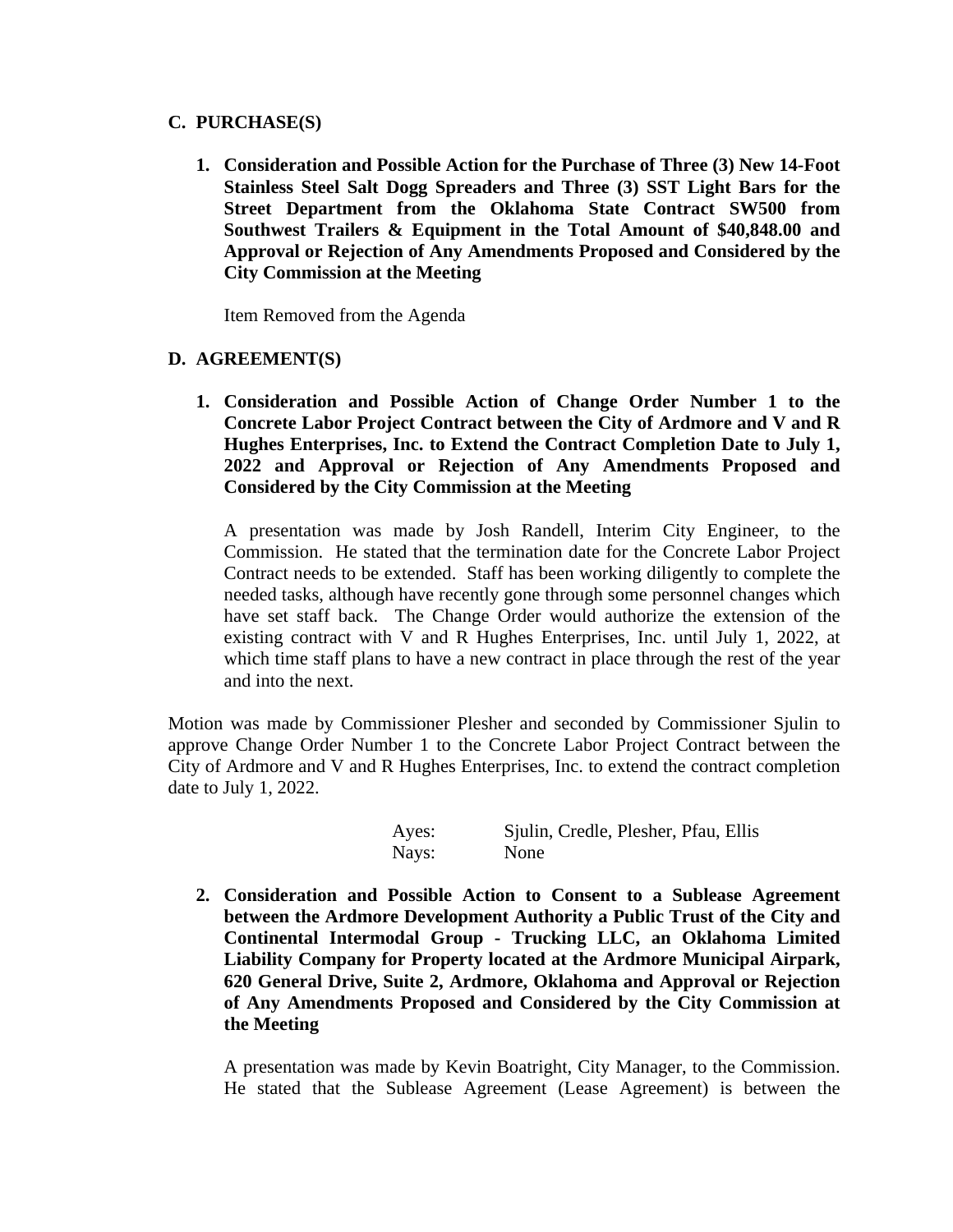## C. PURCHASE(S)

**1. Consideration and Possible Action for the Purchase of Three (3) New 14-Foot Stainless Steel Salt Dogg Spreaders and Three (3) SST Light Bars for the Street Department from the Oklahoma State Contract SW500 from Southwest Trailers & Equipment in the Total Amount of $40,848.00 and Approval or Rejection of Any Amendments Proposed and Considered by the City Commission at the Meeting**

Item Removed from the Agenda

## D. AGREEMENT(S)

**1. Consideration and Possible Action of Change Order Number 1 to the Concrete Labor Project Contract between the City of Ardmore and V and R Hughes Enterprises, Inc. to Extend the Contract Completion Date to July 1, 2022 and Approval or Rejection of Any Amendments Proposed and Considered by the City Commission at the Meeting**

A presentation was made by Josh Randell, Interim City Engineer, to the Commission. He stated that the termination date for the Concrete Labor Project Contract needs to be extended. Staff has been working diligently to complete the needed tasks, although have recently gone through some personnel changes which have set staff back. The Change Order would authorize the extension of the existing contract with V and R Hughes Enterprises, Inc. until July 1, 2022, at which time staff plans to have a new contract in place through the rest of the year and into the next.

Motion was made by Commissioner Plesher and seconded by Commissioner Sjulin to approve Change Order Number 1 to the Concrete Labor Project Contract between the City of Ardmore and V and R Hughes Enterprises, Inc. to extend the contract completion date to July 1, 2022.

Ayes: Sjulin, Credle, Plesher, Pfau, Ellis
Nays: None

**2. Consideration and Possible Action to Consent to a Sublease Agreement between the Ardmore Development Authority a Public Trust of the City and Continental Intermodal Group - Trucking LLC, an Oklahoma Limited Liability Company for Property located at the Ardmore Municipal Airpark, 620 General Drive, Suite 2, Ardmore, Oklahoma and Approval or Rejection of Any Amendments Proposed and Considered by the City Commission at the Meeting**

A presentation was made by Kevin Boatright, City Manager, to the Commission. He stated that the Sublease Agreement (Lease Agreement) is between the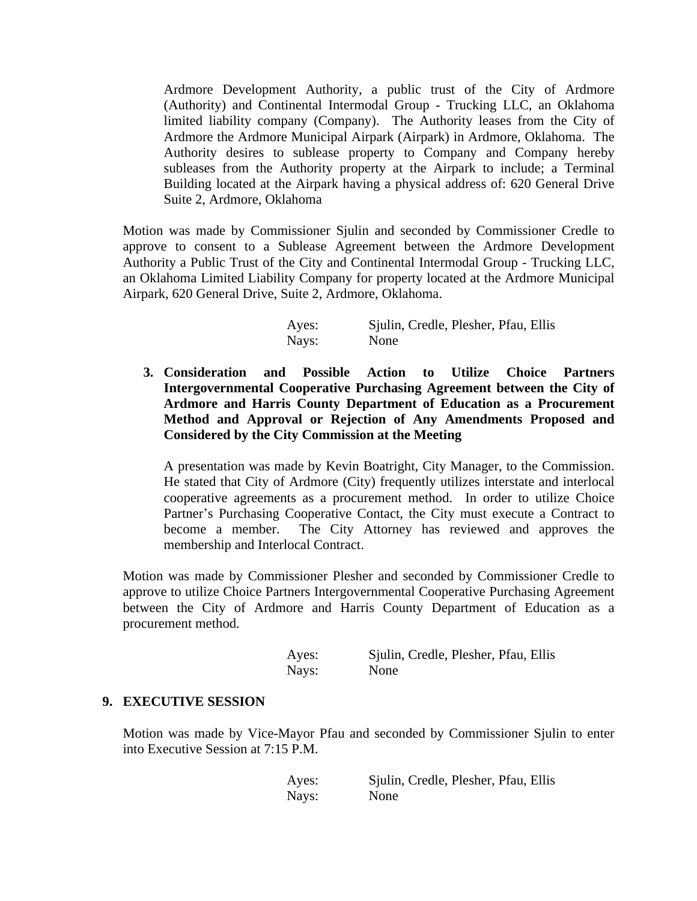Ardmore Development Authority, a public trust of the City of Ardmore (Authority) and Continental Intermodal Group - Trucking LLC, an Oklahoma limited liability company (Company). The Authority leases from the City of Ardmore the Ardmore Municipal Airpark (Airpark) in Ardmore, Oklahoma. The Authority desires to sublease property to Company and Company hereby subleases from the Authority property at the Airpark to include; a Terminal Building located at the Airpark having a physical address of: 620 General Drive Suite 2, Ardmore, Oklahoma

Motion was made by Commissioner Sjulin and seconded by Commissioner Credle to approve to consent to a Sublease Agreement between the Ardmore Development Authority a Public Trust of the City and Continental Intermodal Group - Trucking LLC, an Oklahoma Limited Liability Company for property located at the Ardmore Municipal Airpark, 620 General Drive, Suite 2, Ardmore, Oklahoma.

Ayes: Sjulin, Credle, Plesher, Pfau, Ellis
Nays: None

**3. Consideration and Possible Action to Utilize Choice Partners Intergovernmental Cooperative Purchasing Agreement between the City of Ardmore and Harris County Department of Education as a Procurement Method and Approval or Rejection of Any Amendments Proposed and Considered by the City Commission at the Meeting**

A presentation was made by Kevin Boatright, City Manager, to the Commission. He stated that City of Ardmore (City) frequently utilizes interstate and interlocal cooperative agreements as a procurement method. In order to utilize Choice Partner's Purchasing Cooperative Contact, the City must execute a Contract to become a member. The City Attorney has reviewed and approves the membership and Interlocal Contract.

Motion was made by Commissioner Plesher and seconded by Commissioner Credle to approve to utilize Choice Partners Intergovernmental Cooperative Purchasing Agreement between the City of Ardmore and Harris County Department of Education as a procurement method.

Ayes: Sjulin, Credle, Plesher, Pfau, Ellis
Nays: None

**9. EXECUTIVE SESSION**

Motion was made by Vice-Mayor Pfau and seconded by Commissioner Sjulin to enter into Executive Session at 7:15 P.M.

Ayes: Sjulin, Credle, Plesher, Pfau, Ellis
Nays: None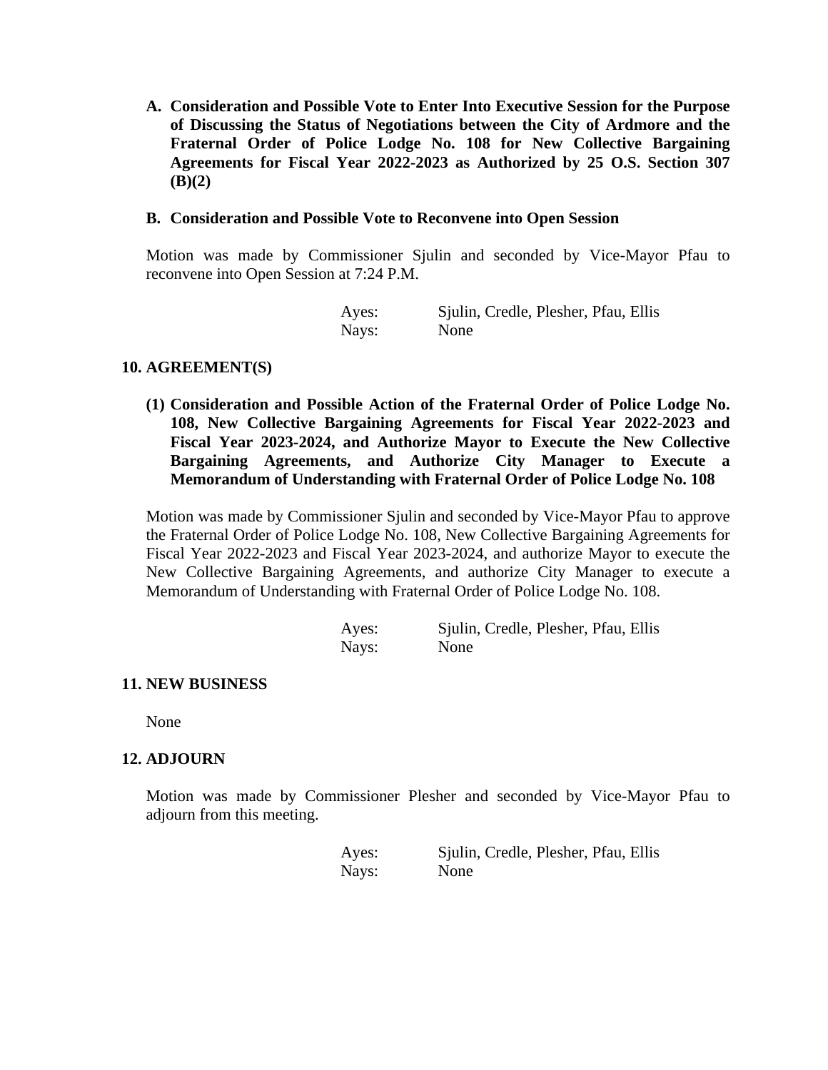**A. Consideration and Possible Vote to Enter Into Executive Session for the Purpose of Discussing the Status of Negotiations between the City of Ardmore and the Fraternal Order of Police Lodge No. 108 for New Collective Bargaining Agreements for Fiscal Year 2022-2023 as Authorized by 25 O.S. Section 307 (B)(2)**

**B. Consideration and Possible Vote to Reconvene into Open Session**

Motion was made by Commissioner Sjulin and seconded by Vice-Mayor Pfau to reconvene into Open Session at 7:24 P.M.

Ayes: Sjulin, Credle, Plesher, Pfau, Ellis
Nays: None

**10. AGREEMENT(S)**

**(1) Consideration and Possible Action of the Fraternal Order of Police Lodge No. 108, New Collective Bargaining Agreements for Fiscal Year 2022-2023 and Fiscal Year 2023-2024, and Authorize Mayor to Execute the New Collective Bargaining Agreements, and Authorize City Manager to Execute a Memorandum of Understanding with Fraternal Order of Police Lodge No. 108**

Motion was made by Commissioner Sjulin and seconded by Vice-Mayor Pfau to approve the Fraternal Order of Police Lodge No. 108, New Collective Bargaining Agreements for Fiscal Year 2022-2023 and Fiscal Year 2023-2024, and authorize Mayor to execute the New Collective Bargaining Agreements, and authorize City Manager to execute a Memorandum of Understanding with Fraternal Order of Police Lodge No. 108.

Ayes: Sjulin, Credle, Plesher, Pfau, Ellis
Nays: None

**11. NEW BUSINESS**

None

**12. ADJOURN**

Motion was made by Commissioner Plesher and seconded by Vice-Mayor Pfau to adjourn from this meeting.

Ayes: Sjulin, Credle, Plesher, Pfau, Ellis
Nays: None